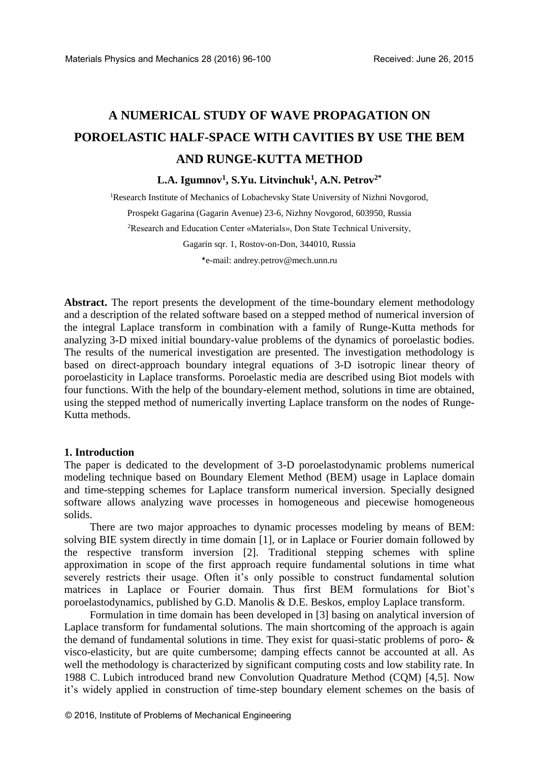Received: June 26, 2015

# A NUMERICAL STUDY OF WAVE PROPAGATION ON POROELASTIC HALF-SPACE WITH CAVITIES BY USE THE BEM AND RUNGE-KUTTA METHOD

**L.A. Igumnov[1], S.Yu. Litvinchuk[1], A.N. Petrov[2*]**

[1]Research Institute of Mechanics of Lobachevsky State University of Nizhni Novgorod,
Prospekt Gagarina (Gagarin Avenue) 23-6, Nizhny Novgorod, 603950, Russia

[2]Research and Education Center «Materials», Don State Technical University,
Gagarin sqr. 1, Rostov-on-Don, 344010, Russia

*e-mail: andrey.petrov@mech.unn.ru

**Abstract.** The report presents the development of the time-boundary element methodology and a description of the related software based on a stepped method of numerical inversion of the integral Laplace transform in combination with a family of Runge-Kutta methods for analyzing 3-D mixed initial boundary-value problems of the dynamics of poroelastic bodies. The results of the numerical investigation are presented. The investigation methodology is based on direct-approach boundary integral equations of 3-D isotropic linear theory of poroelasticity in Laplace transforms. Poroelastic media are described using Biot models with four functions. With the help of the boundary-element method, solutions in time are obtained, using the stepped method of numerically inverting Laplace transform on the nodes of Runge-Kutta methods.

## 1. Introduction

The paper is dedicated to the development of 3-D poroelastodynamic problems numerical modeling technique based on Boundary Element Method (BEM) usage in Laplace domain and time-stepping schemes for Laplace transform numerical inversion. Specially designed software allows analyzing wave processes in homogeneous and piecewise homogeneous solids.

There are two major approaches to dynamic processes modeling by means of BEM: solving BIE system directly in time domain [1], or in Laplace or Fourier domain followed by the respective transform inversion [2]. Traditional stepping schemes with spline approximation in scope of the first approach require fundamental solutions in time what severely restricts their usage. Often it's only possible to construct fundamental solution matrices in Laplace or Fourier domain. Thus first BEM formulations for Biot's poroelastodynamics, published by G.D. Manolis & D.E. Beskos, employ Laplace transform.

Formulation in time domain has been developed in [3] basing on analytical inversion of Laplace transform for fundamental solutions. The main shortcoming of the approach is again the demand of fundamental solutions in time. They exist for quasi-static problems of poro- & visco-elasticity, but are quite cumbersome; damping effects cannot be accounted at all. As well the methodology is characterized by significant computing costs and low stability rate. In 1988 C. Lubich introduced brand new Convolution Quadrature Method (CQM) [4,5]. Now it's widely applied in construction of time-step boundary element schemes on the basis of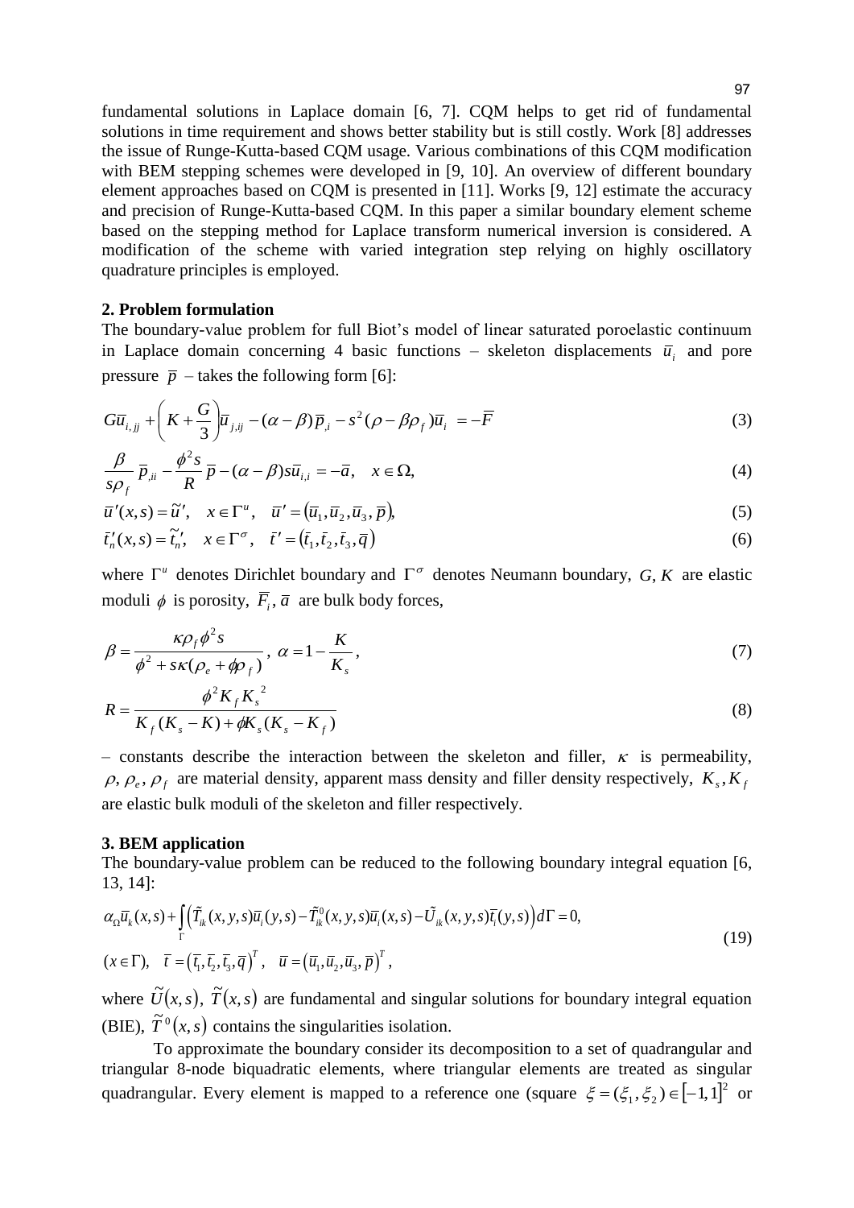fundamental solutions in Laplace domain [6, 7]. CQM helps to get rid of fundamental solutions in time requirement and shows better stability but is still costly. Work [8] addresses the issue of Runge-Kutta-based CQM usage. Various combinations of this CQM modification with BEM stepping schemes were developed in [9, 10]. An overview of different boundary element approaches based on CQM is presented in [11]. Works [9, 12] estimate the accuracy and precision of Runge-Kutta-based CQM. In this paper a similar boundary element scheme based on the stepping method for Laplace transform numerical inversion is considered. A modification of the scheme with varied integration step relying on highly oscillatory quadrature principles is employed.

## 2. Problem formulation

The boundary-value problem for full Biot's model of linear saturated poroelastic continuum in Laplace domain concerning 4 basic functions – skeleton displacements $\bar{u}_i$ and pore pressure $\bar{p}$ – takes the following form [6]:

$$G\bar{u}_{i,jj} + \left(K + \frac{G}{3}\right)\bar{u}_{j,ij} - (\alpha - \beta)\bar{p}_{,i} - s^2(\rho - \beta\rho_f)\bar{u}_i = -\bar{F} \tag{3}$$

$$\frac{\beta}{s\rho_f}\bar{p}_{,ii} - \frac{\phi^2 s}{R}\bar{p} - (\alpha - \beta)s\bar{u}_{i,i} = -\bar{a}, \quad x \in \Omega, \tag{4}$$

$$\bar{u}'(x,s) = \tilde{u}', \quad x \in \Gamma^u, \quad \bar{u}' = (\bar{u}_1, \bar{u}_2, \bar{u}_3, \bar{p}), \tag{5}$$

$$\bar{t}'_n(x,s) = \tilde{t}'_n, \quad x \in \Gamma^\sigma, \quad \bar{t}' = (\bar{t}_1, \bar{t}_2, \bar{t}_3, \bar{q}) \tag{6}$$

where $\Gamma^u$ denotes Dirichlet boundary and $\Gamma^\sigma$ denotes Neumann boundary, $G, K$ are elastic moduli $\phi$ is porosity, $\bar{F}_i, \bar{a}$ are bulk body forces,

$$\beta = \frac{\kappa\rho_f\phi^2 s}{\phi^2 + s\kappa(\rho_e + \phi\rho_f)}, \; \alpha = 1 - \frac{K}{K_s}, \tag{7}$$

$$R = \frac{\phi^2 K_f K_s^{\,2}}{K_f(K_s - K) + \phi K_s(K_s - K_f)} \tag{8}$$

– constants describe the interaction between the skeleton and filler, $\kappa$ is permeability, $\rho, \rho_e, \rho_f$ are material density, apparent mass density and filler density respectively, $K_s, K_f$ are elastic bulk moduli of the skeleton and filler respectively.

## 3. BEM application

The boundary-value problem can be reduced to the following boundary integral equation [6, 13, 14]:

$$\alpha_\Omega \bar{u}_k(x,s) + \int_\Gamma \left(\tilde{T}_{ik}(x,y,s)\bar{u}_i(y,s) - \tilde{T}^0_{ik}(x,y,s)\bar{u}_i(x,s) - \tilde{U}_{ik}(x,y,s)\bar{t}_i(y,s)\right) d\Gamma = 0,$$
$$(x \in \Gamma), \quad \bar{t} = (\bar{t}_1, \bar{t}_2, \bar{t}_3, \bar{q})^T, \quad \bar{u} = (\bar{u}_1, \bar{u}_2, \bar{u}_3, \bar{p})^T, \tag{19}$$

where $\tilde{U}(x,s)$, $\tilde{T}(x,s)$ are fundamental and singular solutions for boundary integral equation (BIE), $\tilde{T}^0(x,s)$ contains the singularities isolation.

To approximate the boundary consider its decomposition to a set of quadrangular and triangular 8-node biquadratic elements, where triangular elements are treated as singular quadrangular. Every element is mapped to a reference one (square $\xi = (\xi_1, \xi_2) \in [-1,1]^2$ or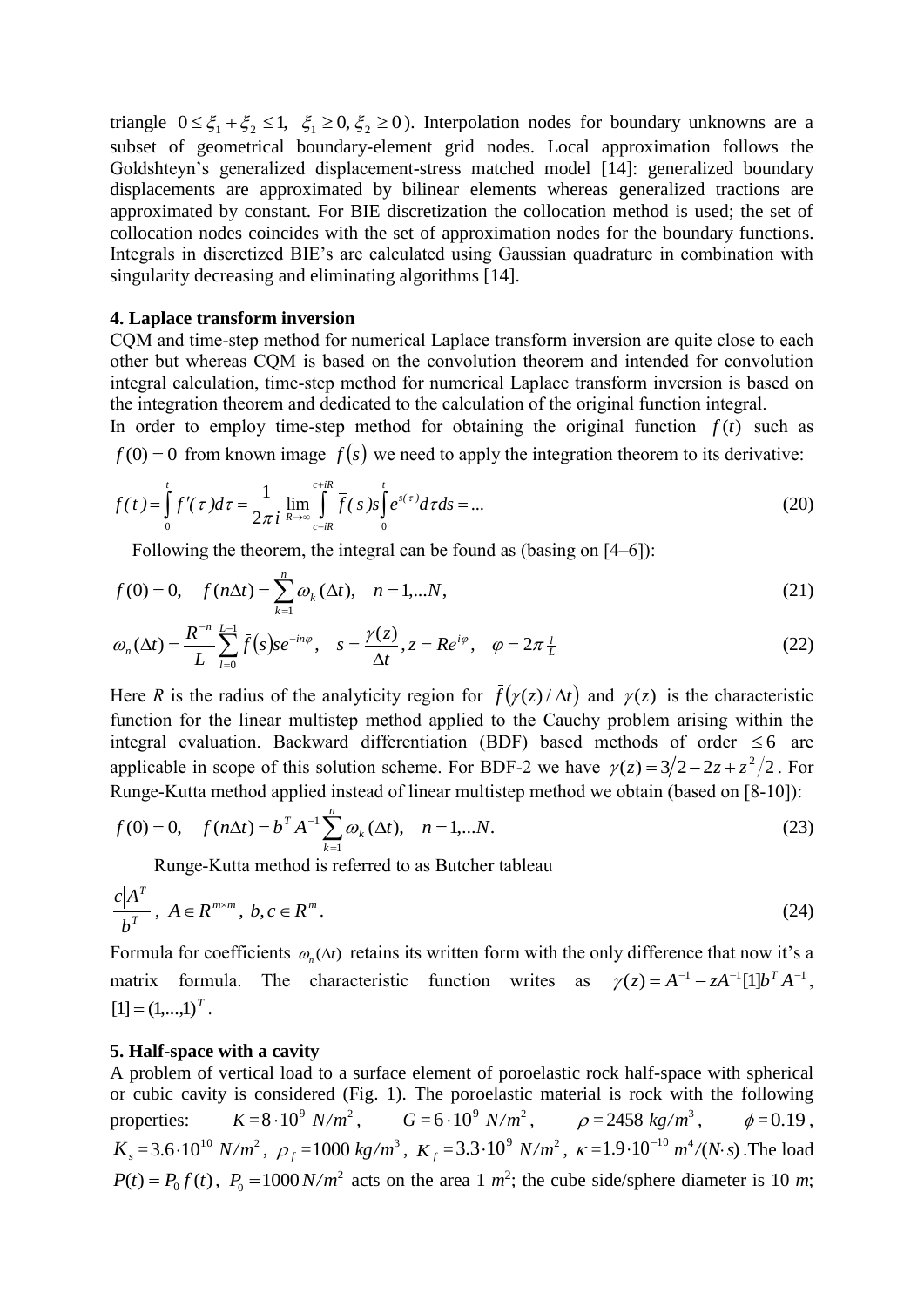triangle $0 \le \xi_1 + \xi_2 \le 1,\ \ \xi_1 \ge 0, \xi_2 \ge 0$). Interpolation nodes for boundary unknowns are a subset of geometrical boundary-element grid nodes. Local approximation follows the Goldshteyn's generalized displacement-stress matched model [14]: generalized boundary displacements are approximated by bilinear elements whereas generalized tractions are approximated by constant. For BIE discretization the collocation method is used; the set of collocation nodes coincides with the set of approximation nodes for the boundary functions. Integrals in discretized BIE's are calculated using Gaussian quadrature in combination with singularity decreasing and eliminating algorithms [14].

### 4. Laplace transform inversion

CQM and time-step method for numerical Laplace transform inversion are quite close to each other but whereas CQM is based on the convolution theorem and intended for convolution integral calculation, time-step method for numerical Laplace transform inversion is based on the integration theorem and dedicated to the calculation of the original function integral.

In order to employ time-step method for obtaining the original function $f(t)$ such as $f(0)=0$ from known image $\bar{f}(s)$ we need to apply the integration theorem to its derivative:

$$f(t) = \int_0^t f'(\tau)d\tau = \frac{1}{2\pi i}\lim_{R\to\infty}\int_{c-iR}^{c+iR}\bar{f}(s)s\int_0^t e^{s(\tau)}d\tau ds = ... \tag{20}$$

Following the theorem, the integral can be found as (basing on [4–6]):

$$f(0)=0, \quad f(n\Delta t) = \sum_{k=1}^{n}\omega_k(\Delta t), \quad n=1,...N, \tag{21}$$

$$\omega_n(\Delta t) = \frac{R^{-n}}{L}\sum_{l=0}^{L-1}\bar{f}(s)se^{-in\varphi}, \quad s=\frac{\gamma(z)}{\Delta t}, z=Re^{i\varphi}, \quad \varphi = 2\pi\tfrac{l}{L} \tag{22}$$

Here $R$ is the radius of the analyticity region for $\bar{f}(\gamma(z)/\Delta t)$ and $\gamma(z)$ is the characteristic function for the linear multistep method applied to the Cauchy problem arising within the integral evaluation. Backward differentiation (BDF) based methods of order $\le 6$ are applicable in scope of this solution scheme. For BDF-2 we have $\gamma(z) = 3/2 - 2z + z^2/2$. For Runge-Kutta method applied instead of linear multistep method we obtain (based on [8-10]):

$$f(0)=0, \quad f(n\Delta t) = b^T A^{-1}\sum_{k=1}^{n}\omega_k(\Delta t), \quad n=1,...N. \tag{23}$$

Runge-Kutta method is referred to as Butcher tableau

$$\frac{c\,|A^T}{b^T}, \ A\in R^{m\times m}, \ b,c\in R^m. \tag{24}$$

Formula for coefficients $\omega_n(\Delta t)$ retains its written form with the only difference that now it's a matrix formula. The characteristic function writes as $\gamma(z) = A^{-1} - zA^{-1}[1]b^T A^{-1}$, $[1]=(1,...,1)^T$.

### 5. Half-space with a cavity

A problem of vertical load to a surface element of poroelastic rock half-space with spherical or cubic cavity is considered (Fig. 1). The poroelastic material is rock with the following properties: $K = 8\cdot 10^9\ N/m^2$, $G = 6\cdot 10^9\ N/m^2$, $\rho = 2458\ kg/m^3$, $\phi = 0.19$, $K_s = 3.6\cdot 10^{10}\ N/m^2$, $\rho_f = 1000\ kg/m^3$, $K_f = 3.3\cdot 10^9\ N/m^2$, $\kappa = 1.9\cdot 10^{-10}\ m^4/(N\cdot s)$. The load $P(t) = P_0 f(t)$, $P_0 = 1000\,N/m^2$ acts on the area 1 $m^2$; the cube side/sphere diameter is 10 $m$;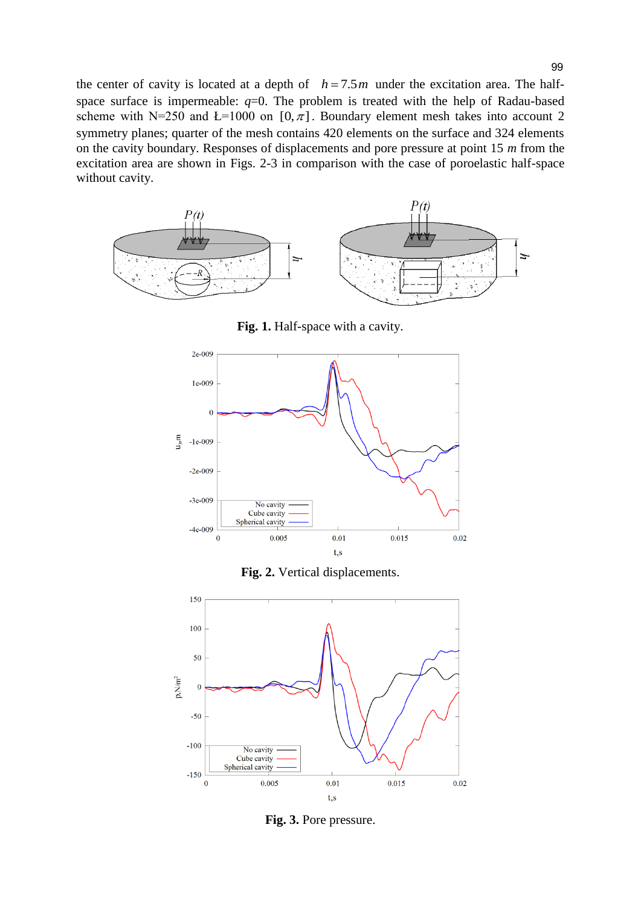the center of cavity is located at a depth of $h = 7.5\,m$ under the excitation area. The half-space surface is impermeable: $q$=0. The problem is treated with the help of Radau-based scheme with N=250 and Ł=1000 on $[0, \pi]$. Boundary element mesh takes into account 2 symmetry planes; quarter of the mesh contains 420 elements on the surface and 324 elements on the cavity boundary. Responses of displacements and pore pressure at point 15 $m$ from the excitation area are shown in Figs. 2-3 in comparison with the case of poroelastic half-space without cavity.

**Fig. 1.** Half-space with a cavity.

**Fig. 2.** Vertical displacements.

**Fig. 3.** Pore pressure.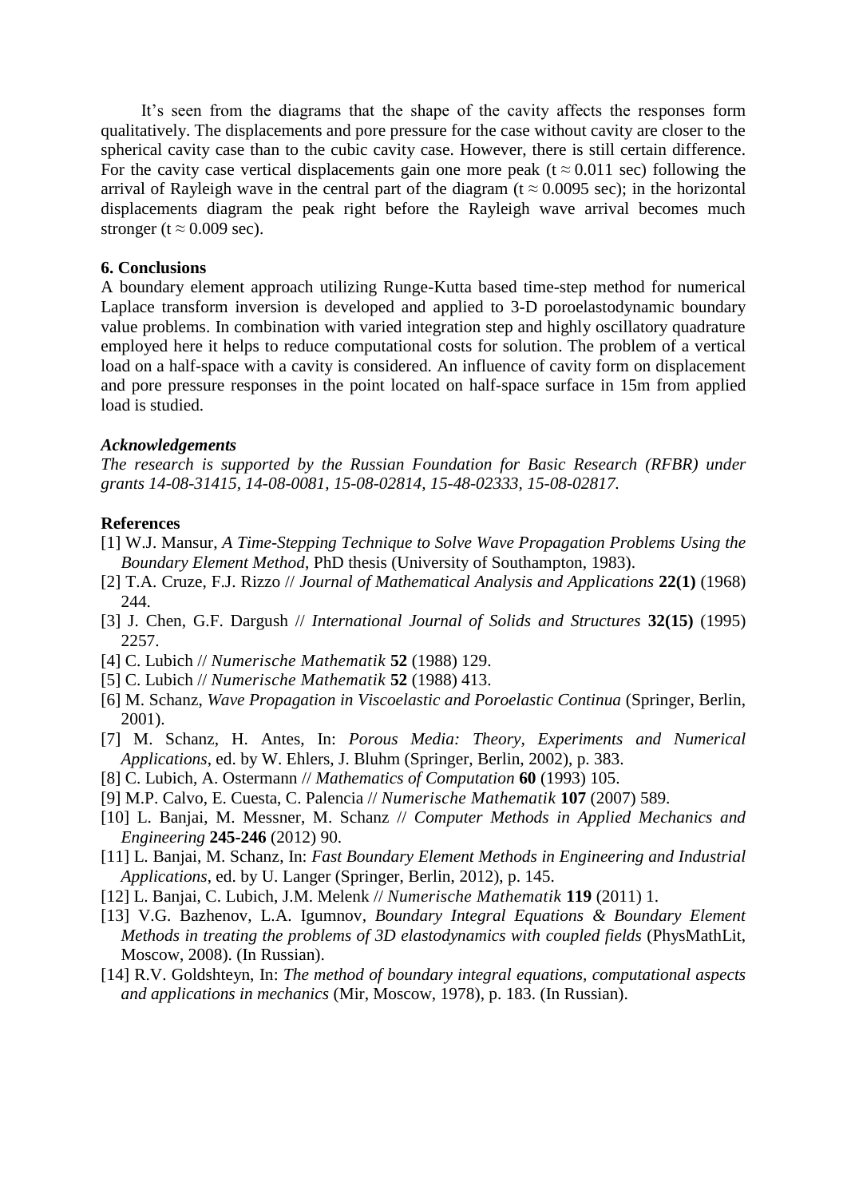It's seen from the diagrams that the shape of the cavity affects the responses form qualitatively. The displacements and pore pressure for the case without cavity are closer to the spherical cavity case than to the cubic cavity case. However, there is still certain difference. For the cavity case vertical displacements gain one more peak ($t \approx 0.011$ sec) following the arrival of Rayleigh wave in the central part of the diagram ($t \approx 0.0095$ sec); in the horizontal displacements diagram the peak right before the Rayleigh wave arrival becomes much stronger ($t \approx 0.009$ sec).

## 6. Conclusions

A boundary element approach utilizing Runge-Kutta based time-step method for numerical Laplace transform inversion is developed and applied to 3-D poroelastodynamic boundary value problems. In combination with varied integration step and highly oscillatory quadrature employed here it helps to reduce computational costs for solution. The problem of a vertical load on a half-space with a cavity is considered. An influence of cavity form on displacement and pore pressure responses in the point located on half-space surface in 15m from applied load is studied.

### *Acknowledgements*

*The research is supported by the Russian Foundation for Basic Research (RFBR) under grants 14-08-31415, 14-08-0081, 15-08-02814, 15-48-02333, 15-08-02817.*

## References

[1] W.J. Mansur, *A Time-Stepping Technique to Solve Wave Propagation Problems Using the Boundary Element Method*, PhD thesis (University of Southampton, 1983).

[2] T.A. Cruze, F.J. Rizzo // *Journal of Mathematical Analysis and Applications* **22(1)** (1968) 244.

[3] J. Chen, G.F. Dargush // *International Journal of Solids and Structures* **32(15)** (1995) 2257.

[4] C. Lubich // *Numerische Mathematik* **52** (1988) 129.

[5] C. Lubich // *Numerische Mathematik* **52** (1988) 413.

[6] M. Schanz, *Wave Propagation in Viscoelastic and Poroelastic Continua* (Springer, Berlin, 2001).

[7] M. Schanz, H. Antes, In: *Porous Media: Theory, Experiments and Numerical Applications*, ed. by W. Ehlers, J. Bluhm (Springer, Berlin, 2002), p. 383.

[8] C. Lubich, A. Ostermann // *Mathematics of Computation* **60** (1993) 105.

[9] M.P. Calvo, E. Cuesta, C. Palencia // *Numerische Mathematik* **107** (2007) 589.

[10] L. Banjai, M. Messner, M. Schanz // *Computer Methods in Applied Mechanics and Engineering* **245-246** (2012) 90.

[11] L. Banjai, M. Schanz, In: *Fast Boundary Element Methods in Engineering and Industrial Applications*, ed. by U. Langer (Springer, Berlin, 2012), p. 145.

[12] L. Banjai, C. Lubich, J.M. Melenk // *Numerische Mathematik* **119** (2011) 1.

[13] V.G. Bazhenov, L.A. Igumnov, *Boundary Integral Equations & Boundary Element Methods in treating the problems of 3D elastodynamics with coupled fields* (PhysMathLit, Moscow, 2008). (In Russian).

[14] R.V. Goldshteyn, In: *The method of boundary integral equations, computational aspects and applications in mechanics* (Mir, Moscow, 1978), p. 183. (In Russian).